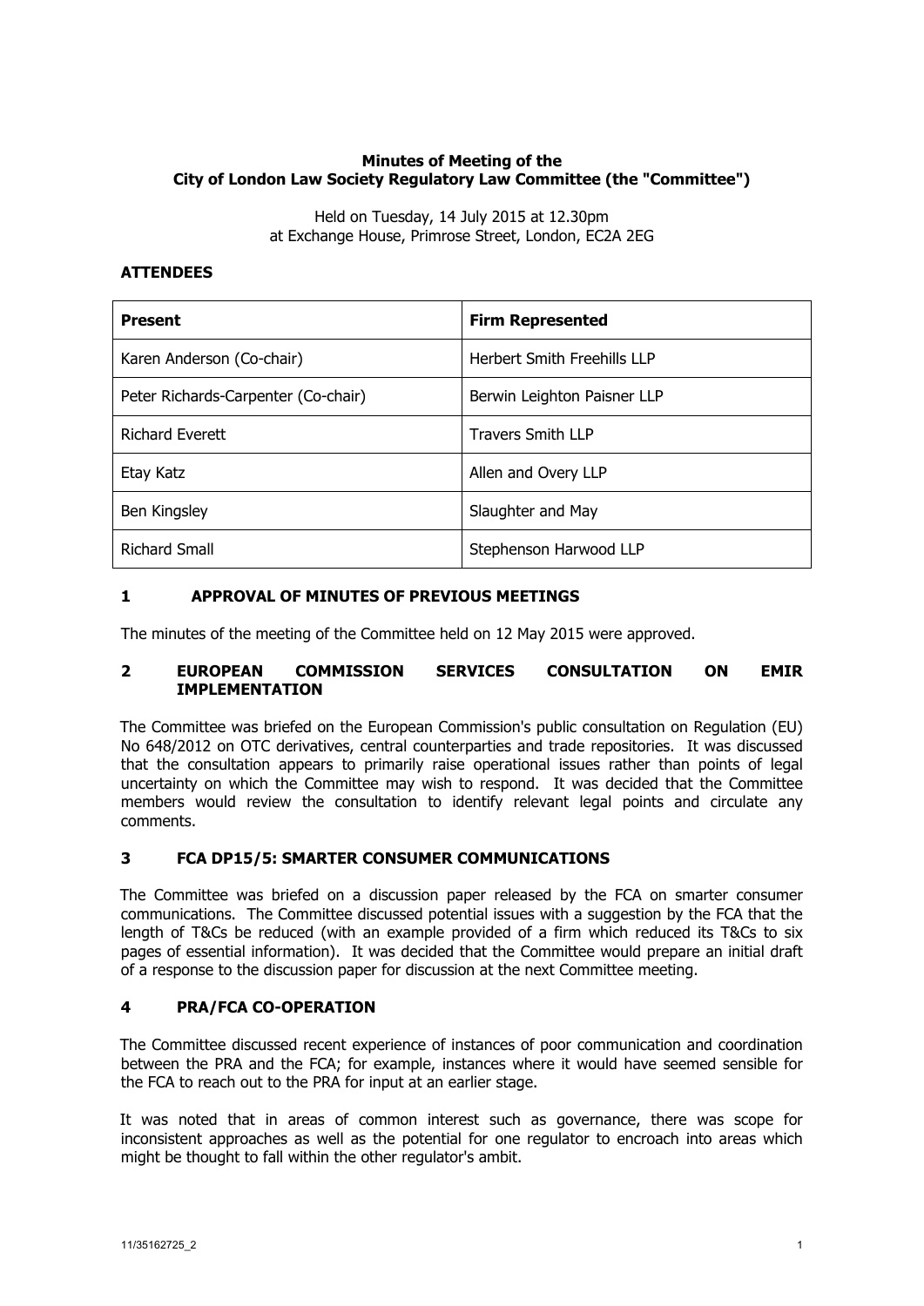**Minutes of Meeting of the**
**City of London Law Society Regulatory Law Committee (the "Committee")**

Held on Tuesday, 14 July 2015 at 12.30pm
at Exchange House, Primrose Street, London, EC2A 2EG

## ATTENDEES

| Present | Firm Represented |
|---|---|
| Karen Anderson (Co-chair) | Herbert Smith Freehills LLP |
| Peter Richards-Carpenter (Co-chair) | Berwin Leighton Paisner LLP |
| Richard Everett | Travers Smith LLP |
| Etay Katz | Allen and Overy LLP |
| Ben Kingsley | Slaughter and May |
| Richard Small | Stephenson Harwood LLP |

## 1 APPROVAL OF MINUTES OF PREVIOUS MEETINGS

The minutes of the meeting of the Committee held on 12 May 2015 were approved.

## 2 EUROPEAN COMMISSION SERVICES CONSULTATION ON EMIR IMPLEMENTATION

The Committee was briefed on the European Commission's public consultation on Regulation (EU) No 648/2012 on OTC derivatives, central counterparties and trade repositories. It was discussed that the consultation appears to primarily raise operational issues rather than points of legal uncertainty on which the Committee may wish to respond. It was decided that the Committee members would review the consultation to identify relevant legal points and circulate any comments.

## 3 FCA DP15/5: SMARTER CONSUMER COMMUNICATIONS

The Committee was briefed on a discussion paper released by the FCA on smarter consumer communications. The Committee discussed potential issues with a suggestion by the FCA that the length of T&Cs be reduced (with an example provided of a firm which reduced its T&Cs to six pages of essential information). It was decided that the Committee would prepare an initial draft of a response to the discussion paper for discussion at the next Committee meeting.

## 4 PRA/FCA CO-OPERATION

The Committee discussed recent experience of instances of poor communication and coordination between the PRA and the FCA; for example, instances where it would have seemed sensible for the FCA to reach out to the PRA for input at an earlier stage.

It was noted that in areas of common interest such as governance, there was scope for inconsistent approaches as well as the potential for one regulator to encroach into areas which might be thought to fall within the other regulator's ambit.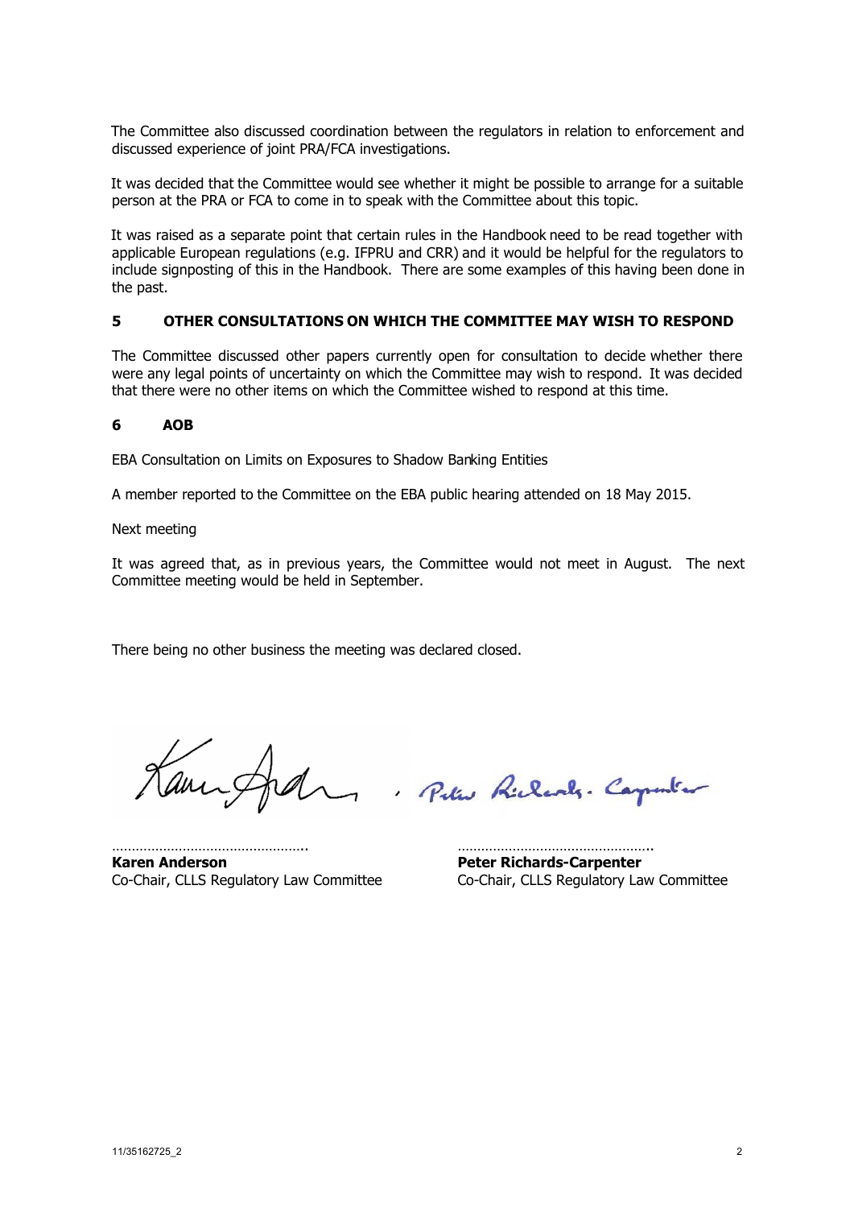The Committee also discussed coordination between the regulators in relation to enforcement and discussed experience of joint PRA/FCA investigations.

It was decided that the Committee would see whether it might be possible to arrange for a suitable person at the PRA or FCA to come in to speak with the Committee about this topic.

It was raised as a separate point that certain rules in the Handbook need to be read together with applicable European regulations (e.g. IFPRU and CRR) and it would be helpful for the regulators to include signposting of this in the Handbook. There are some examples of this having been done in the past.

## 5 OTHER CONSULTATIONS ON WHICH THE COMMITTEE MAY WISH TO RESPOND

The Committee discussed other papers currently open for consultation to decide whether there were any legal points of uncertainty on which the Committee may wish to respond. It was decided that there were no other items on which the Committee wished to respond at this time.

## 6 AOB

EBA Consultation on Limits on Exposures to Shadow Banking Entities

A member reported to the Committee on the EBA public hearing attended on 18 May 2015.

Next meeting

It was agreed that, as in previous years, the Committee would not meet in August. The next Committee meeting would be held in September.

There being no other business the meeting was declared closed.

…………………………………………..
**Karen Anderson**
Co-Chair, CLLS Regulatory Law Committee

…………………………………………..
**Peter Richards-Carpenter**
Co-Chair, CLLS Regulatory Law Committee

11/35162725_2